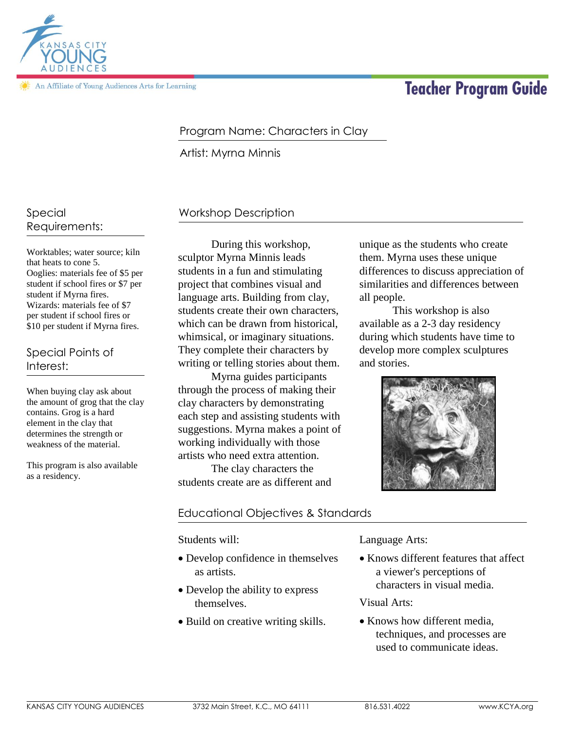An Affiliate of Young Audiences Arts for Learning

# Teacher Program Guide

Program Name: Characters in Clay

Artist: Myrna Minnis

## Workshop Description

During this workshop, sculptor Myrna Minnis leads students in a fun and stimulating project that combines visual and language arts. Building from clay, students create their own characters, which can be drawn from historical, whimsical, or imaginary situations. They complete their characters by writing or telling stories about them.

Myrna guides participants through the process of making their clay characters by demonstrating each step and assisting students with suggestions. Myrna makes a point of working individually with those artists who need extra attention.

The clay characters the students create are as different and unique as the students who create them. Myrna uses these unique differences to discuss appreciation of similarities and differences between all people.

This workshop is also available as a 2-3 day residency during which students have time to develop more complex sculptures and stories.

## Special Requirements:

Worktables; water source; kiln that heats to cone 5.
Ooglies: materials fee of $5 per student if school fires or $7 per student if Myrna fires.
Wizards: materials fee of $7 per student if school fires or $10 per student if Myrna fires.

## Special Points of Interest:

When buying clay ask about the amount of grog that the clay contains. Grog is a hard element in the clay that determines the strength or weakness of the material.

This program is also available as a residency.

## Educational Objectives & Standards

Students will:

- Develop confidence in themselves as artists.
- Develop the ability to express themselves.
- Build on creative writing skills.

Language Arts:

- Knows different features that affect a viewer's perceptions of characters in visual media.

Visual Arts:

- Knows how different media, techniques, and processes are used to communicate ideas.

KANSAS CITY YOUNG AUDIENCES | 3732 Main Street, K.C., MO 64111 | 816.531.4022 | www.KCYA.org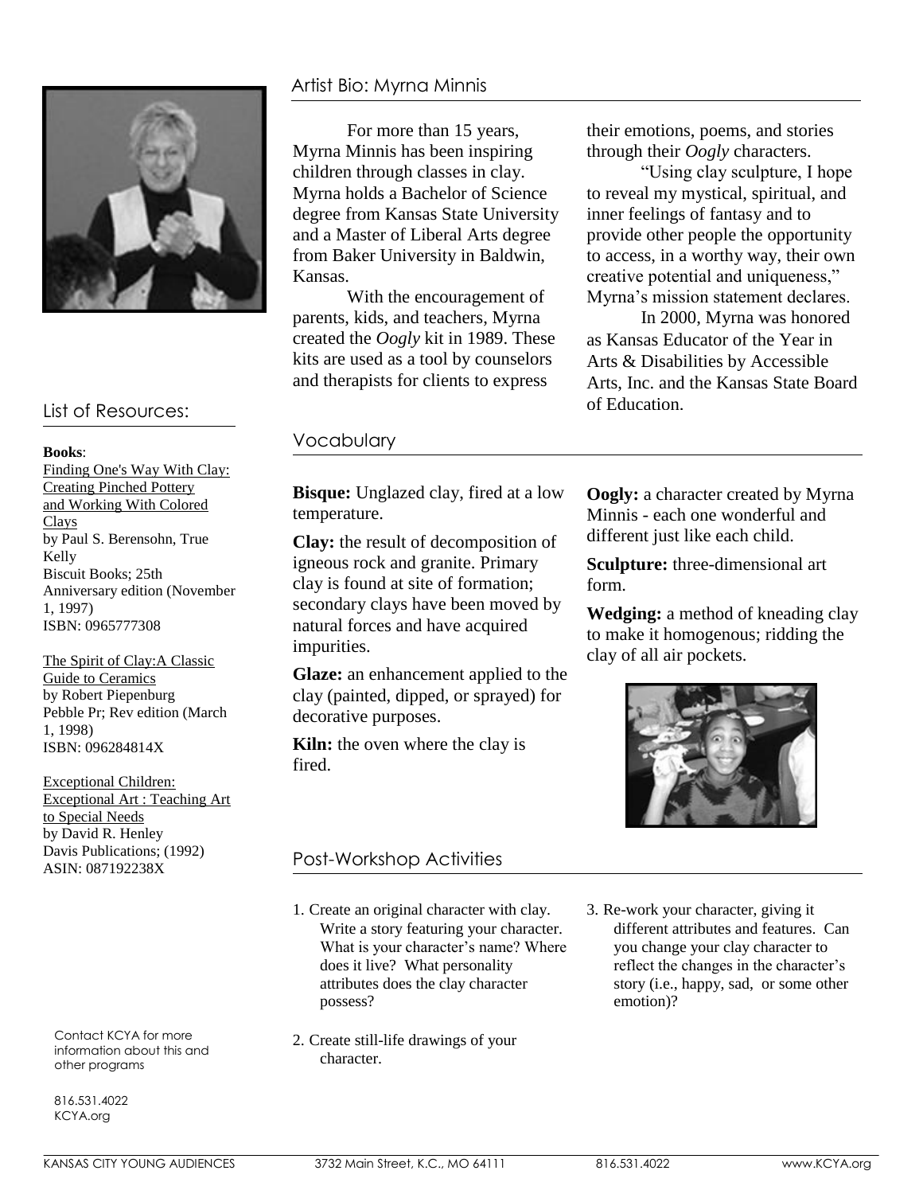## Artist Bio: Myrna Minnis

For more than 15 years, Myrna Minnis has been inspiring children through classes in clay. Myrna holds a Bachelor of Science degree from Kansas State University and a Master of Liberal Arts degree from Baker University in Baldwin, Kansas.

With the encouragement of parents, kids, and teachers, Myrna created the *Oogly* kit in 1989. These kits are used as a tool by counselors and therapists for clients to express their emotions, poems, and stories through their *Oogly* characters.

"Using clay sculpture, I hope to reveal my mystical, spiritual, and inner feelings of fantasy and to provide other people the opportunity to access, in a worthy way, their own creative potential and uniqueness," Myrna's mission statement declares.

In 2000, Myrna was honored as Kansas Educator of the Year in Arts & Disabilities by Accessible Arts, Inc. and the Kansas State Board of Education.

## Vocabulary

**Bisque:** Unglazed clay, fired at a low temperature.

**Clay:** the result of decomposition of igneous rock and granite. Primary clay is found at site of formation; secondary clays have been moved by natural forces and have acquired impurities.

**Glaze:** an enhancement applied to the clay (painted, dipped, or sprayed) for decorative purposes.

**Kiln:** the oven where the clay is fired.

**Oogly:** a character created by Myrna Minnis - each one wonderful and different just like each child.

**Sculpture:** three-dimensional art form.

**Wedging:** a method of kneading clay to make it homogenous; ridding the clay of all air pockets.

## Post-Workshop Activities

1. Create an original character with clay. Write a story featuring your character. What is your character's name? Where does it live? What personality attributes does the clay character possess?
2. Create still-life drawings of your character.
3. Re-work your character, giving it different attributes and features. Can you change your clay character to reflect the changes in the character's story (i.e., happy, sad, or some other emotion)?

## List of Resources:

**Books**:

Finding One's Way With Clay: Creating Pinched Pottery and Working With Colored Clays
by Paul S. Berensohn, True Kelly
Biscuit Books; 25th Anniversary edition (November 1, 1997)
ISBN: 0965777308

The Spirit of Clay:A Classic Guide to Ceramics
by Robert Piepenburg
Pebble Pr; Rev edition (March 1, 1998)
ISBN: 096284814X

Exceptional Children: Exceptional Art : Teaching Art to Special Needs
by David R. Henley
Davis Publications; (1992)
ASIN: 087192238X

Contact KCYA for more information about this and other programs

816.531.4022
KCYA.org